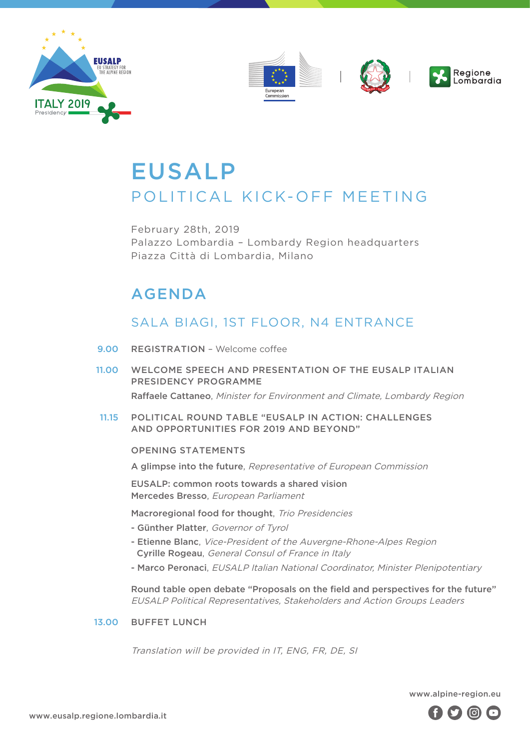# EUSALP

## POLITICAL KICK-OFF MEETING

February 28th, 2019
Palazzo Lombardia – Lombardy Region headquarters
Piazza Città di Lombardia, Milano

## AGENDA

### SALA BIAGI, 1ST FLOOR, N4 ENTRANCE

**9.00** REGISTRATION – Welcome coffee

**11.00** WELCOME SPEECH AND PRESENTATION OF THE EUSALP ITALIAN PRESIDENCY PROGRAMME

Raffaele Cattaneo, *Minister for Environment and Climate, Lombardy Region*

**11.15** POLITICAL ROUND TABLE "EUSALP IN ACTION: CHALLENGES AND OPPORTUNITIES FOR 2019 AND BEYOND"

OPENING STATEMENTS

A glimpse into the future, *Representative of European Commission*

EUSALP: common roots towards a shared vision
Mercedes Bresso, *European Parliament*

Macroregional food for thought, *Trio Presidencies*

- Günther Platter, *Governor of Tyrol*
- Etienne Blanc, *Vice-President of the Auvergne-Rhone-Alpes Region*
  Cyrille Rogeau, *General Consul of France in Italy*
- Marco Peronaci, *EUSALP Italian National Coordinator, Minister Plenipotentiary*

Round table open debate "Proposals on the field and perspectives for the future"
*EUSALP Political Representatives, Stakeholders and Action Groups Leaders*

**13.00** BUFFET LUNCH

*Translation will be provided in IT, ENG, FR, DE, SI*

www.alpine-region.eu

www.eusalp.regione.lombardia.it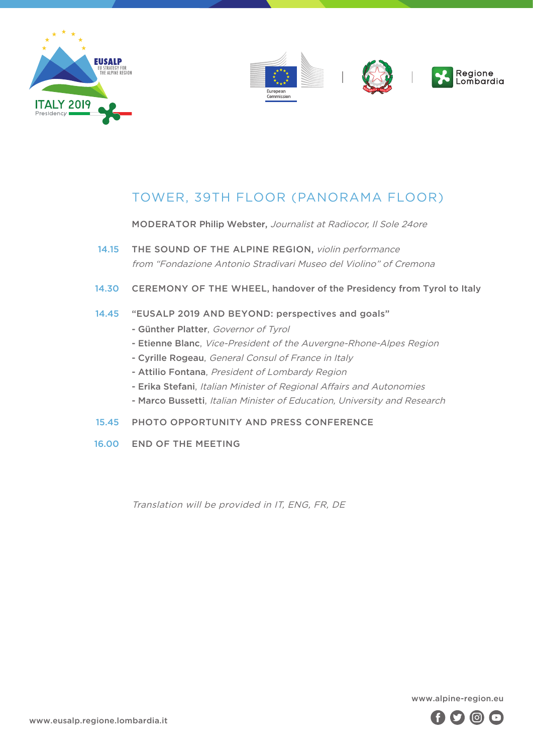## TOWER, 39TH FLOOR (PANORAMA FLOOR)

MODERATOR **Philip Webster,** *Journalist at Radiocor, Il Sole 24ore*

14.15 THE SOUND OF THE ALPINE REGION, *violin performance from "Fondazione Antonio Stradivari Museo del Violino" of Cremona*

14.30 **CEREMONY OF THE WHEEL, handover of the Presidency from Tyrol to Italy**

14.45 "EUSALP 2019 AND BEYOND: perspectives and goals"

- **Günther Platter**, *Governor of Tyrol*
- **Etienne Blanc**, *Vice-President of the Auvergne-Rhone-Alpes Region*
- **Cyrille Rogeau**, *General Consul of France in Italy*
- **Attilio Fontana**, *President of Lombardy Region*
- **Erika Stefani**, *Italian Minister of Regional Affairs and Autonomies*
- **Marco Bussetti**, *Italian Minister of Education, University and Research*

15.45 PHOTO OPPORTUNITY AND PRESS CONFERENCE

16.00 END OF THE MEETING

*Translation will be provided in IT, ENG, FR, DE*

www.alpine-region.eu

www.eusalp.regione.lombardia.it